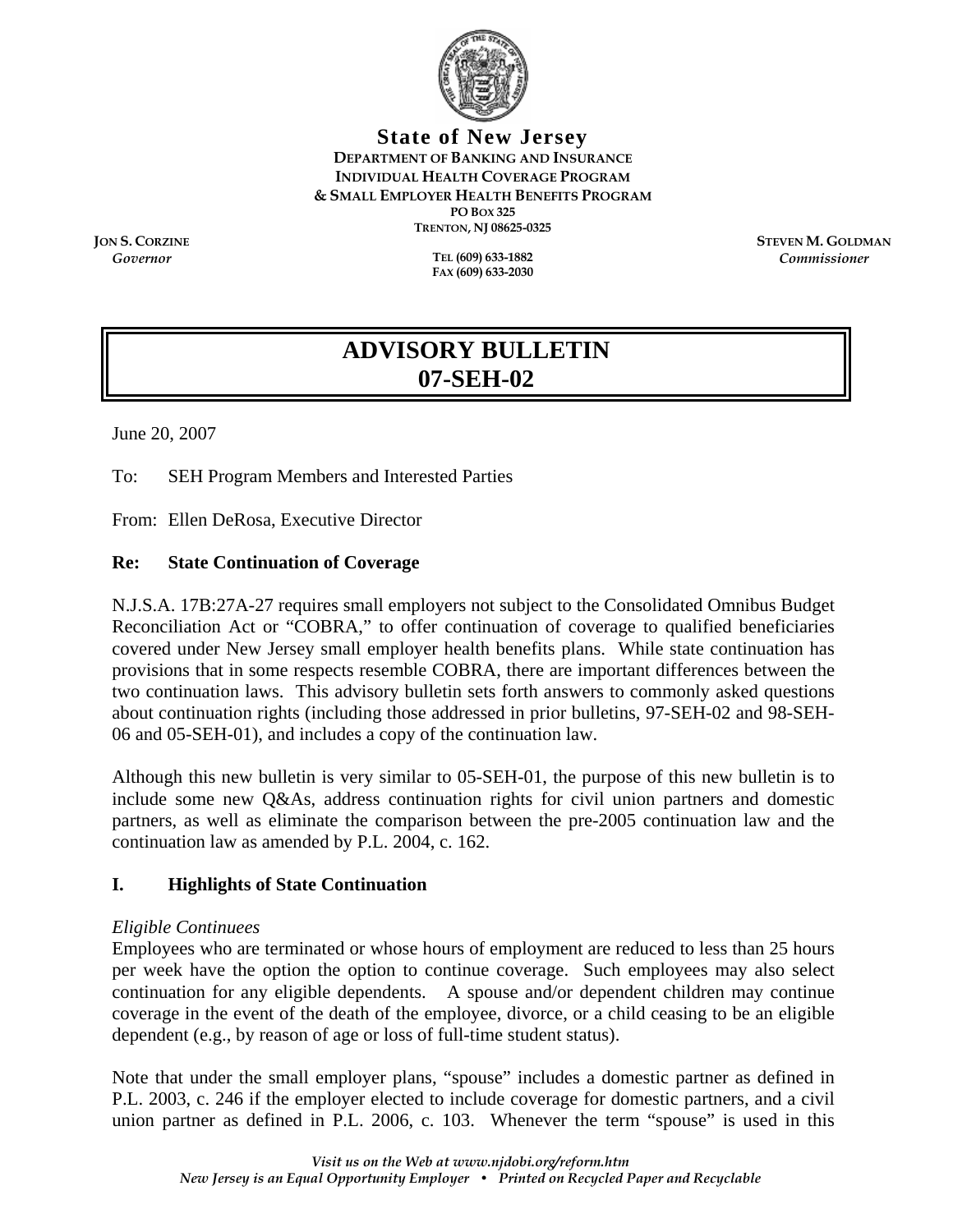**State of New Jersey**

DEPARTMENT OF BANKING AND INSURANCE
INDIVIDUAL HEALTH COVERAGE PROGRAM
& SMALL EMPLOYER HEALTH BENEFITS PROGRAM
PO BOX 325
TRENTON, NJ 08625-0325

JON S. CORZINE
*Governor*

TEL (609) 633-1882
FAX (609) 633-2030

STEVEN M. GOLDMAN
*Commissioner*

# ADVISORY BULLETIN 07-SEH-02

June 20, 2007

To: SEH Program Members and Interested Parties

From: Ellen DeRosa, Executive Director

**Re: State Continuation of Coverage**

N.J.S.A. 17B:27A-27 requires small employers not subject to the Consolidated Omnibus Budget Reconciliation Act or "COBRA," to offer continuation of coverage to qualified beneficiaries covered under New Jersey small employer health benefits plans. While state continuation has provisions that in some respects resemble COBRA, there are important differences between the two continuation laws. This advisory bulletin sets forth answers to commonly asked questions about continuation rights (including those addressed in prior bulletins, 97-SEH-02 and 98-SEH-06 and 05-SEH-01), and includes a copy of the continuation law.

Although this new bulletin is very similar to 05-SEH-01, the purpose of this new bulletin is to include some new Q&As, address continuation rights for civil union partners and domestic partners, as well as eliminate the comparison between the pre-2005 continuation law and the continuation law as amended by P.L. 2004, c. 162.

## I. Highlights of State Continuation

*Eligible Continuees*

Employees who are terminated or whose hours of employment are reduced to less than 25 hours per week have the option the option to continue coverage. Such employees may also select continuation for any eligible dependents. A spouse and/or dependent children may continue coverage in the event of the death of the employee, divorce, or a child ceasing to be an eligible dependent (e.g., by reason of age or loss of full-time student status).

Note that under the small employer plans, "spouse" includes a domestic partner as defined in P.L. 2003, c. 246 if the employer elected to include coverage for domestic partners, and a civil union partner as defined in P.L. 2006, c. 103. Whenever the term "spouse" is used in this

*Visit us on the Web at www.njdobi.org/reform.htm*
*New Jersey is an Equal Opportunity Employer • Printed on Recycled Paper and Recyclable*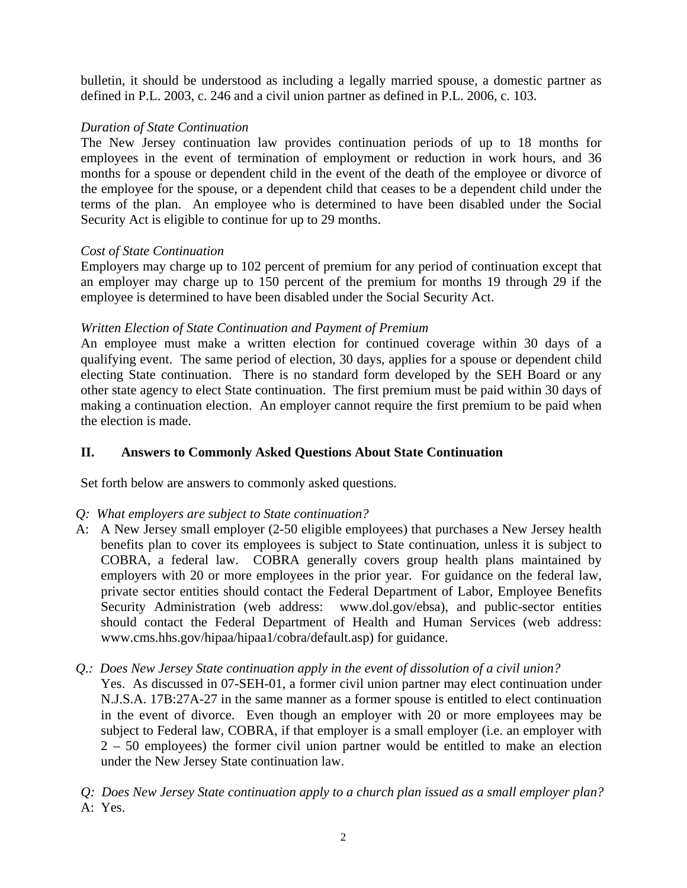bulletin, it should be understood as including a legally married spouse, a domestic partner as defined in P.L. 2003, c. 246 and a civil union partner as defined in P.L. 2006, c. 103.

*Duration of State Continuation*

The New Jersey continuation law provides continuation periods of up to 18 months for employees in the event of termination of employment or reduction in work hours, and 36 months for a spouse or dependent child in the event of the death of the employee or divorce of the employee for the spouse, or a dependent child that ceases to be a dependent child under the terms of the plan. An employee who is determined to have been disabled under the Social Security Act is eligible to continue for up to 29 months.

*Cost of State Continuation*

Employers may charge up to 102 percent of premium for any period of continuation except that an employer may charge up to 150 percent of the premium for months 19 through 29 if the employee is determined to have been disabled under the Social Security Act.

*Written Election of State Continuation and Payment of Premium*

An employee must make a written election for continued coverage within 30 days of a qualifying event. The same period of election, 30 days, applies for a spouse or dependent child electing State continuation. There is no standard form developed by the SEH Board or any other state agency to elect State continuation. The first premium must be paid within 30 days of making a continuation election. An employer cannot require the first premium to be paid when the election is made.

## II. Answers to Commonly Asked Questions About State Continuation

Set forth below are answers to commonly asked questions.

*Q: What employers are subject to State continuation?*

A: A New Jersey small employer (2-50 eligible employees) that purchases a New Jersey health benefits plan to cover its employees is subject to State continuation, unless it is subject to COBRA, a federal law. COBRA generally covers group health plans maintained by employers with 20 or more employees in the prior year. For guidance on the federal law, private sector entities should contact the Federal Department of Labor, Employee Benefits Security Administration (web address: www.dol.gov/ebsa), and public-sector entities should contact the Federal Department of Health and Human Services (web address: www.cms.hhs.gov/hipaa/hipaa1/cobra/default.asp) for guidance.

*Q.: Does New Jersey State continuation apply in the event of dissolution of a civil union?*

Yes. As discussed in 07-SEH-01, a former civil union partner may elect continuation under N.J.S.A. 17B:27A-27 in the same manner as a former spouse is entitled to elect continuation in the event of divorce. Even though an employer with 20 or more employees may be subject to Federal law, COBRA, if that employer is a small employer (i.e. an employer with 2 – 50 employees) the former civil union partner would be entitled to make an election under the New Jersey State continuation law.

*Q: Does New Jersey State continuation apply to a church plan issued as a small employer plan?*

A: Yes.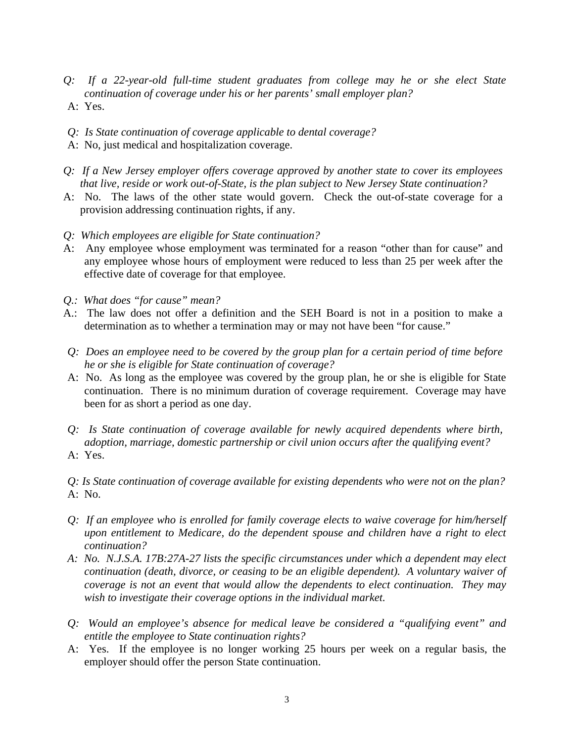*Q: If a 22-year-old full-time student graduates from college may he or she elect State continuation of coverage under his or her parents' small employer plan?*

A: Yes.

*Q: Is State continuation of coverage applicable to dental coverage?*

A: No, just medical and hospitalization coverage.

*Q: If a New Jersey employer offers coverage approved by another state to cover its employees that live, reside or work out-of-State, is the plan subject to New Jersey State continuation?*

A: No. The laws of the other state would govern. Check the out-of-state coverage for a provision addressing continuation rights, if any.

*Q: Which employees are eligible for State continuation?*

A: Any employee whose employment was terminated for a reason "other than for cause" and any employee whose hours of employment were reduced to less than 25 per week after the effective date of coverage for that employee.

*Q.: What does "for cause" mean?*

A.: The law does not offer a definition and the SEH Board is not in a position to make a determination as to whether a termination may or may not have been "for cause."

*Q: Does an employee need to be covered by the group plan for a certain period of time before he or she is eligible for State continuation of coverage?*

A: No. As long as the employee was covered by the group plan, he or she is eligible for State continuation. There is no minimum duration of coverage requirement. Coverage may have been for as short a period as one day.

*Q: Is State continuation of coverage available for newly acquired dependents where birth, adoption, marriage, domestic partnership or civil union occurs after the qualifying event?*

A: Yes.

*Q: Is State continuation of coverage available for existing dependents who were not on the plan?*

A: No.

*Q: If an employee who is enrolled for family coverage elects to waive coverage for him/herself upon entitlement to Medicare, do the dependent spouse and children have a right to elect continuation?*

*A: No. N.J.S.A. 17B:27A-27 lists the specific circumstances under which a dependent may elect continuation (death, divorce, or ceasing to be an eligible dependent). A voluntary waiver of coverage is not an event that would allow the dependents to elect continuation. They may wish to investigate their coverage options in the individual market.*

*Q: Would an employee's absence for medical leave be considered a "qualifying event" and entitle the employee to State continuation rights?*

A: Yes. If the employee is no longer working 25 hours per week on a regular basis, the employer should offer the person State continuation.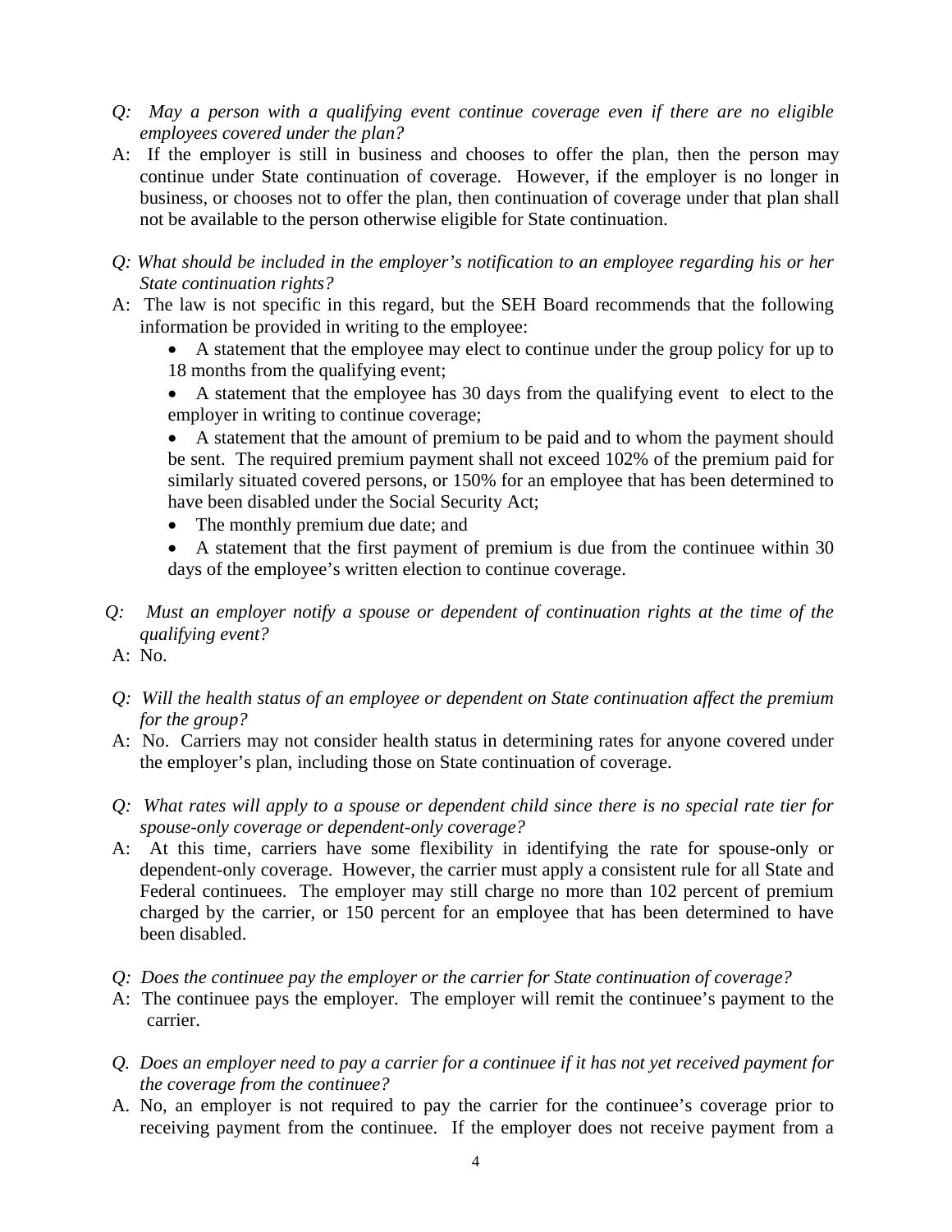*Q: May a person with a qualifying event continue coverage even if there are no eligible employees covered under the plan?*

A: If the employer is still in business and chooses to offer the plan, then the person may continue under State continuation of coverage. However, if the employer is no longer in business, or chooses not to offer the plan, then continuation of coverage under that plan shall not be available to the person otherwise eligible for State continuation.

*Q: What should be included in the employer's notification to an employee regarding his or her State continuation rights?*

A: The law is not specific in this regard, but the SEH Board recommends that the following information be provided in writing to the employee:

- A statement that the employee may elect to continue under the group policy for up to 18 months from the qualifying event;
- A statement that the employee has 30 days from the qualifying event to elect to the employer in writing to continue coverage;
- A statement that the amount of premium to be paid and to whom the payment should be sent. The required premium payment shall not exceed 102% of the premium paid for similarly situated covered persons, or 150% for an employee that has been determined to have been disabled under the Social Security Act;
- The monthly premium due date; and
- A statement that the first payment of premium is due from the continuee within 30 days of the employee's written election to continue coverage.

*Q: Must an employer notify a spouse or dependent of continuation rights at the time of the qualifying event?*

A: No.

*Q: Will the health status of an employee or dependent on State continuation affect the premium for the group?*

A: No. Carriers may not consider health status in determining rates for anyone covered under the employer's plan, including those on State continuation of coverage.

*Q: What rates will apply to a spouse or dependent child since there is no special rate tier for spouse-only coverage or dependent-only coverage?*

A: At this time, carriers have some flexibility in identifying the rate for spouse-only or dependent-only coverage. However, the carrier must apply a consistent rule for all State and Federal continuees. The employer may still charge no more than 102 percent of premium charged by the carrier, or 150 percent for an employee that has been determined to have been disabled.

*Q: Does the continuee pay the employer or the carrier for State continuation of coverage?*

A: The continuee pays the employer. The employer will remit the continuee's payment to the carrier.

*Q. Does an employer need to pay a carrier for a continuee if it has not yet received payment for the coverage from the continuee?*

A. No, an employer is not required to pay the carrier for the continuee's coverage prior to receiving payment from the continuee. If the employer does not receive payment from a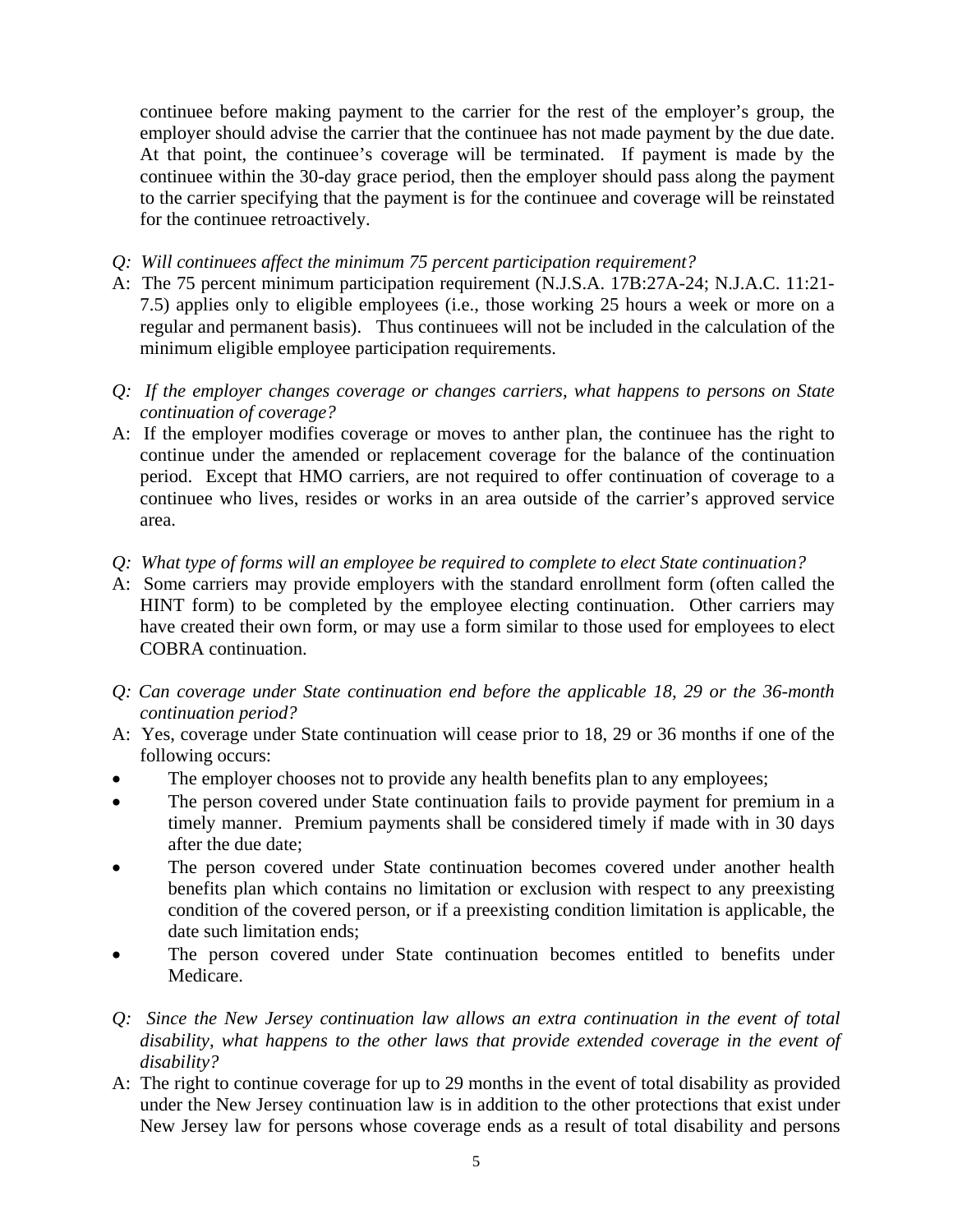continuee before making payment to the carrier for the rest of the employer's group, the employer should advise the carrier that the continuee has not made payment by the due date. At that point, the continuee's coverage will be terminated. If payment is made by the continuee within the 30-day grace period, then the employer should pass along the payment to the carrier specifying that the payment is for the continuee and coverage will be reinstated for the continuee retroactively.

*Q: Will continuees affect the minimum 75 percent participation requirement?*

A: The 75 percent minimum participation requirement (N.J.S.A. 17B:27A-24; N.J.A.C. 11:21-7.5) applies only to eligible employees (i.e., those working 25 hours a week or more on a regular and permanent basis). Thus continuees will not be included in the calculation of the minimum eligible employee participation requirements.

*Q: If the employer changes coverage or changes carriers, what happens to persons on State continuation of coverage?*

A: If the employer modifies coverage or moves to anther plan, the continuee has the right to continue under the amended or replacement coverage for the balance of the continuation period. Except that HMO carriers, are not required to offer continuation of coverage to a continuee who lives, resides or works in an area outside of the carrier's approved service area.

*Q: What type of forms will an employee be required to complete to elect State continuation?*

A: Some carriers may provide employers with the standard enrollment form (often called the HINT form) to be completed by the employee electing continuation. Other carriers may have created their own form, or may use a form similar to those used for employees to elect COBRA continuation.

*Q: Can coverage under State continuation end before the applicable 18, 29 or the 36-month continuation period?*

A: Yes, coverage under State continuation will cease prior to 18, 29 or 36 months if one of the following occurs:

- The employer chooses not to provide any health benefits plan to any employees;
- The person covered under State continuation fails to provide payment for premium in a timely manner. Premium payments shall be considered timely if made with in 30 days after the due date;
- The person covered under State continuation becomes covered under another health benefits plan which contains no limitation or exclusion with respect to any preexisting condition of the covered person, or if a preexisting condition limitation is applicable, the date such limitation ends;
- The person covered under State continuation becomes entitled to benefits under Medicare.

*Q: Since the New Jersey continuation law allows an extra continuation in the event of total disability, what happens to the other laws that provide extended coverage in the event of disability?*

A: The right to continue coverage for up to 29 months in the event of total disability as provided under the New Jersey continuation law is in addition to the other protections that exist under New Jersey law for persons whose coverage ends as a result of total disability and persons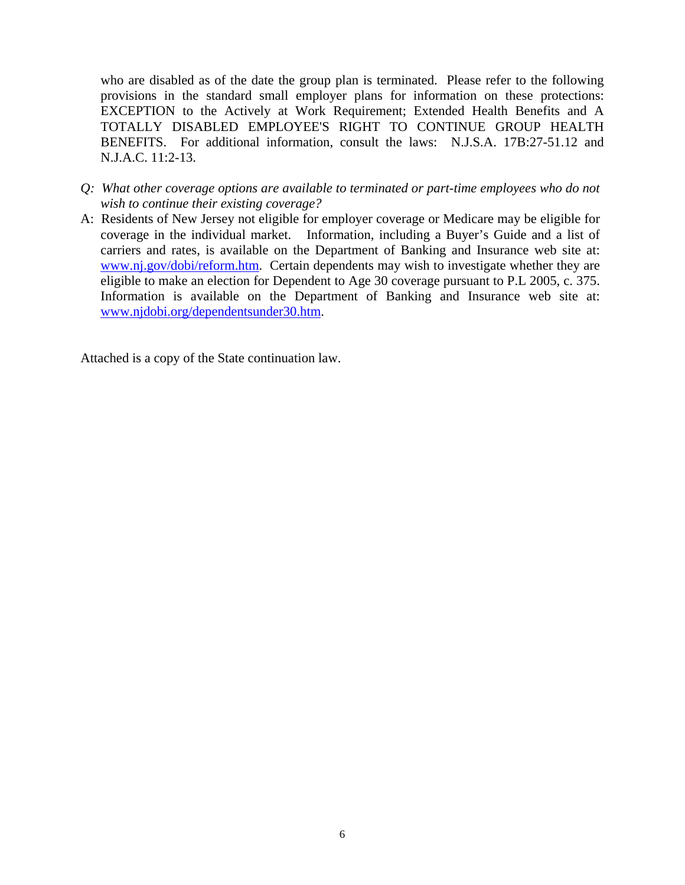who are disabled as of the date the group plan is terminated. Please refer to the following provisions in the standard small employer plans for information on these protections: EXCEPTION to the Actively at Work Requirement; Extended Health Benefits and A TOTALLY DISABLED EMPLOYEE'S RIGHT TO CONTINUE GROUP HEALTH BENEFITS. For additional information, consult the laws: N.J.S.A. 17B:27-51.12 and N.J.A.C. 11:2-13.

*Q: What other coverage options are available to terminated or part-time employees who do not wish to continue their existing coverage?*

A: Residents of New Jersey not eligible for employer coverage or Medicare may be eligible for coverage in the individual market. Information, including a Buyer's Guide and a list of carriers and rates, is available on the Department of Banking and Insurance web site at: [www.nj.gov/dobi/reform.htm](www.nj.gov/dobi/reform.htm). Certain dependents may wish to investigate whether they are eligible to make an election for Dependent to Age 30 coverage pursuant to P.L 2005, c. 375. Information is available on the Department of Banking and Insurance web site at: [www.njdobi.org/dependentsunder30.htm](www.njdobi.org/dependentsunder30.htm).

Attached is a copy of the State continuation law.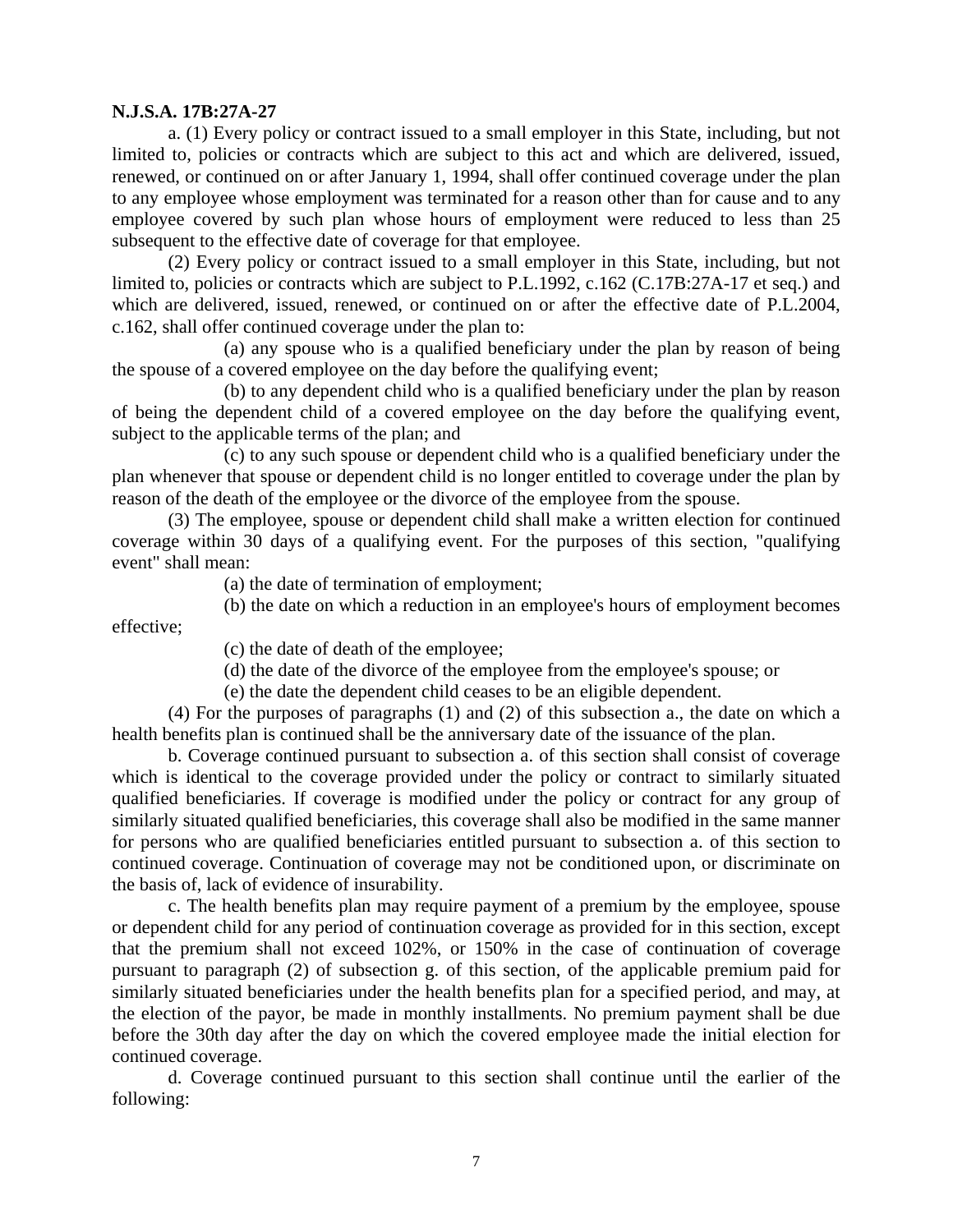**N.J.S.A. 17B:27A-27**

a. (1) Every policy or contract issued to a small employer in this State, including, but not limited to, policies or contracts which are subject to this act and which are delivered, issued, renewed, or continued on or after January 1, 1994, shall offer continued coverage under the plan to any employee whose employment was terminated for a reason other than for cause and to any employee covered by such plan whose hours of employment were reduced to less than 25 subsequent to the effective date of coverage for that employee.

(2) Every policy or contract issued to a small employer in this State, including, but not limited to, policies or contracts which are subject to P.L.1992, c.162 (C.17B:27A-17 et seq.) and which are delivered, issued, renewed, or continued on or after the effective date of P.L.2004, c.162, shall offer continued coverage under the plan to:

(a) any spouse who is a qualified beneficiary under the plan by reason of being the spouse of a covered employee on the day before the qualifying event;

(b) to any dependent child who is a qualified beneficiary under the plan by reason of being the dependent child of a covered employee on the day before the qualifying event, subject to the applicable terms of the plan; and

(c) to any such spouse or dependent child who is a qualified beneficiary under the plan whenever that spouse or dependent child is no longer entitled to coverage under the plan by reason of the death of the employee or the divorce of the employee from the spouse.

(3) The employee, spouse or dependent child shall make a written election for continued coverage within 30 days of a qualifying event. For the purposes of this section, "qualifying event" shall mean:

(a) the date of termination of employment;

(b) the date on which a reduction in an employee's hours of employment becomes effective;

(c) the date of death of the employee;

(d) the date of the divorce of the employee from the employee's spouse; or

(e) the date the dependent child ceases to be an eligible dependent.

(4) For the purposes of paragraphs (1) and (2) of this subsection a., the date on which a health benefits plan is continued shall be the anniversary date of the issuance of the plan.

b. Coverage continued pursuant to subsection a. of this section shall consist of coverage which is identical to the coverage provided under the policy or contract to similarly situated qualified beneficiaries. If coverage is modified under the policy or contract for any group of similarly situated qualified beneficiaries, this coverage shall also be modified in the same manner for persons who are qualified beneficiaries entitled pursuant to subsection a. of this section to continued coverage. Continuation of coverage may not be conditioned upon, or discriminate on the basis of, lack of evidence of insurability.

c. The health benefits plan may require payment of a premium by the employee, spouse or dependent child for any period of continuation coverage as provided for in this section, except that the premium shall not exceed 102%, or 150% in the case of continuation of coverage pursuant to paragraph (2) of subsection g. of this section, of the applicable premium paid for similarly situated beneficiaries under the health benefits plan for a specified period, and may, at the election of the payor, be made in monthly installments. No premium payment shall be due before the 30th day after the day on which the covered employee made the initial election for continued coverage.

d. Coverage continued pursuant to this section shall continue until the earlier of the following: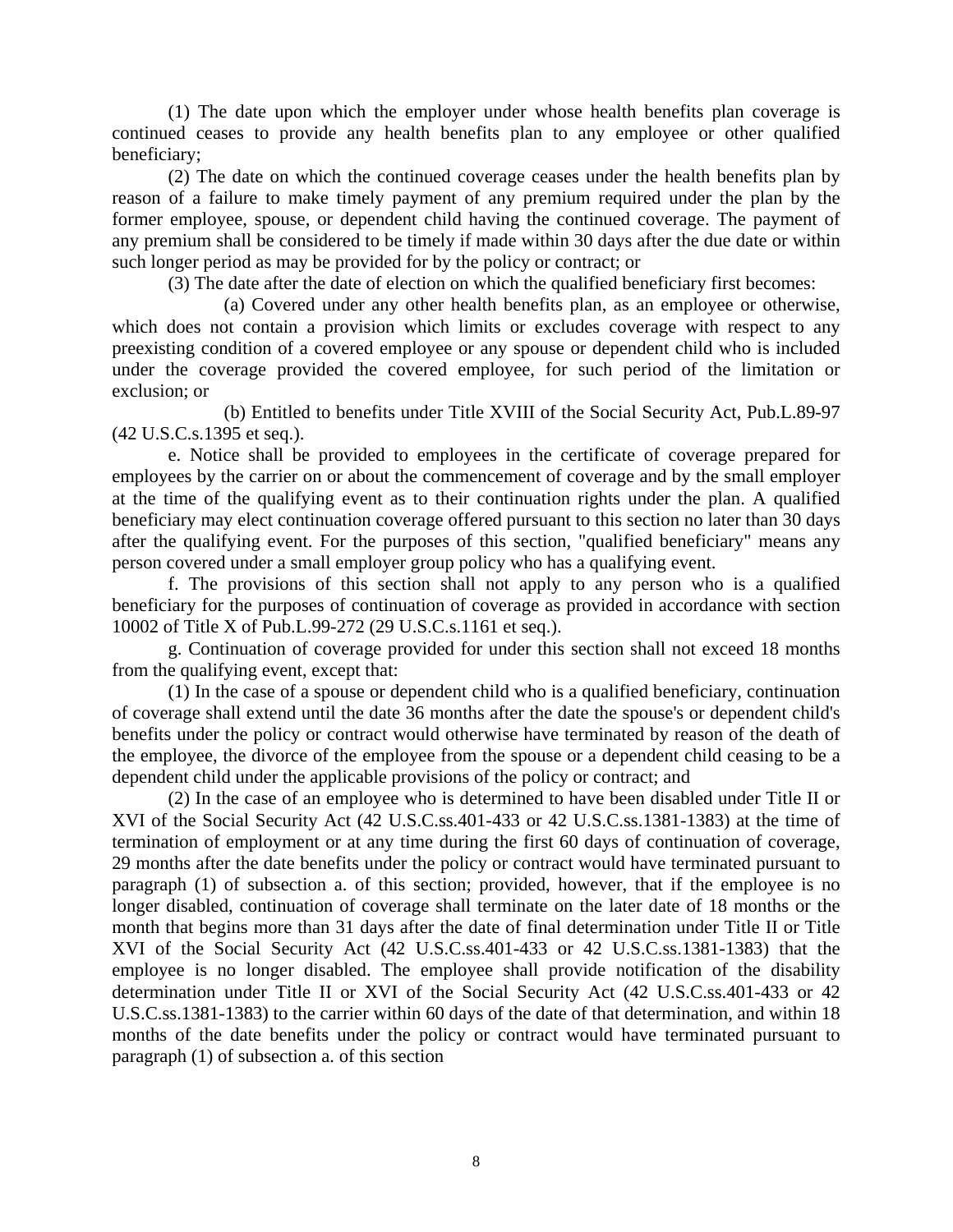(1) The date upon which the employer under whose health benefits plan coverage is continued ceases to provide any health benefits plan to any employee or other qualified beneficiary;

(2) The date on which the continued coverage ceases under the health benefits plan by reason of a failure to make timely payment of any premium required under the plan by the former employee, spouse, or dependent child having the continued coverage. The payment of any premium shall be considered to be timely if made within 30 days after the due date or within such longer period as may be provided for by the policy or contract; or

(3) The date after the date of election on which the qualified beneficiary first becomes:

(a) Covered under any other health benefits plan, as an employee or otherwise, which does not contain a provision which limits or excludes coverage with respect to any preexisting condition of a covered employee or any spouse or dependent child who is included under the coverage provided the covered employee, for such period of the limitation or exclusion; or

(b) Entitled to benefits under Title XVIII of the Social Security Act, Pub.L.89-97 (42 U.S.C.s.1395 et seq.).

e. Notice shall be provided to employees in the certificate of coverage prepared for employees by the carrier on or about the commencement of coverage and by the small employer at the time of the qualifying event as to their continuation rights under the plan. A qualified beneficiary may elect continuation coverage offered pursuant to this section no later than 30 days after the qualifying event. For the purposes of this section, "qualified beneficiary" means any person covered under a small employer group policy who has a qualifying event.

f. The provisions of this section shall not apply to any person who is a qualified beneficiary for the purposes of continuation of coverage as provided in accordance with section 10002 of Title X of Pub.L.99-272 (29 U.S.C.s.1161 et seq.).

g. Continuation of coverage provided for under this section shall not exceed 18 months from the qualifying event, except that:

(1) In the case of a spouse or dependent child who is a qualified beneficiary, continuation of coverage shall extend until the date 36 months after the date the spouse's or dependent child's benefits under the policy or contract would otherwise have terminated by reason of the death of the employee, the divorce of the employee from the spouse or a dependent child ceasing to be a dependent child under the applicable provisions of the policy or contract; and

(2) In the case of an employee who is determined to have been disabled under Title II or XVI of the Social Security Act (42 U.S.C.ss.401-433 or 42 U.S.C.ss.1381-1383) at the time of termination of employment or at any time during the first 60 days of continuation of coverage, 29 months after the date benefits under the policy or contract would have terminated pursuant to paragraph (1) of subsection a. of this section; provided, however, that if the employee is no longer disabled, continuation of coverage shall terminate on the later date of 18 months or the month that begins more than 31 days after the date of final determination under Title II or Title XVI of the Social Security Act (42 U.S.C.ss.401-433 or 42 U.S.C.ss.1381-1383) that the employee is no longer disabled. The employee shall provide notification of the disability determination under Title II or XVI of the Social Security Act (42 U.S.C.ss.401-433 or 42 U.S.C.ss.1381-1383) to the carrier within 60 days of the date of that determination, and within 18 months of the date benefits under the policy or contract would have terminated pursuant to paragraph (1) of subsection a. of this section